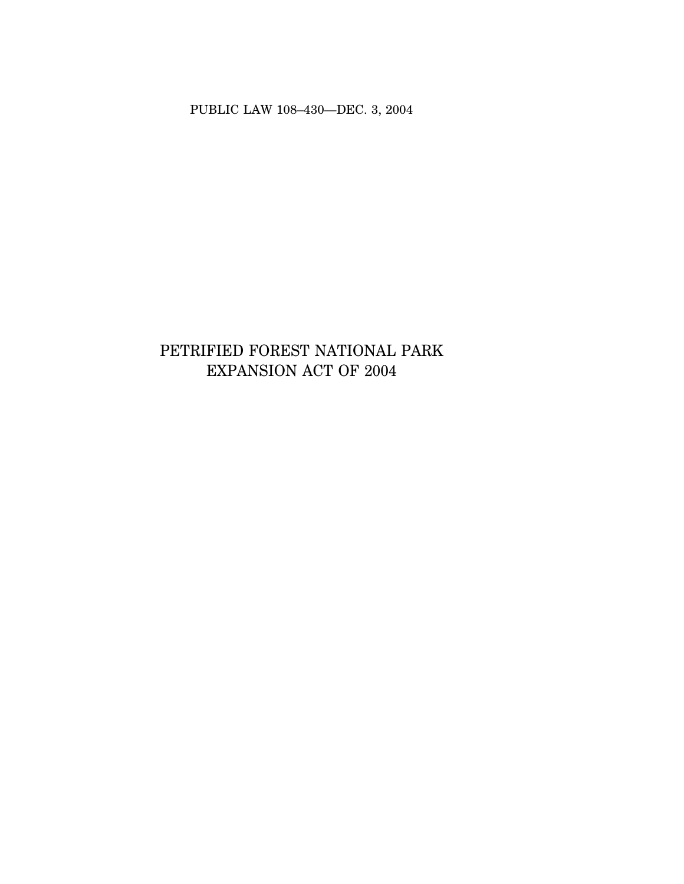PUBLIC LAW 108–430—DEC. 3, 2004

# PETRIFIED FOREST NATIONAL PARK EXPANSION ACT OF 2004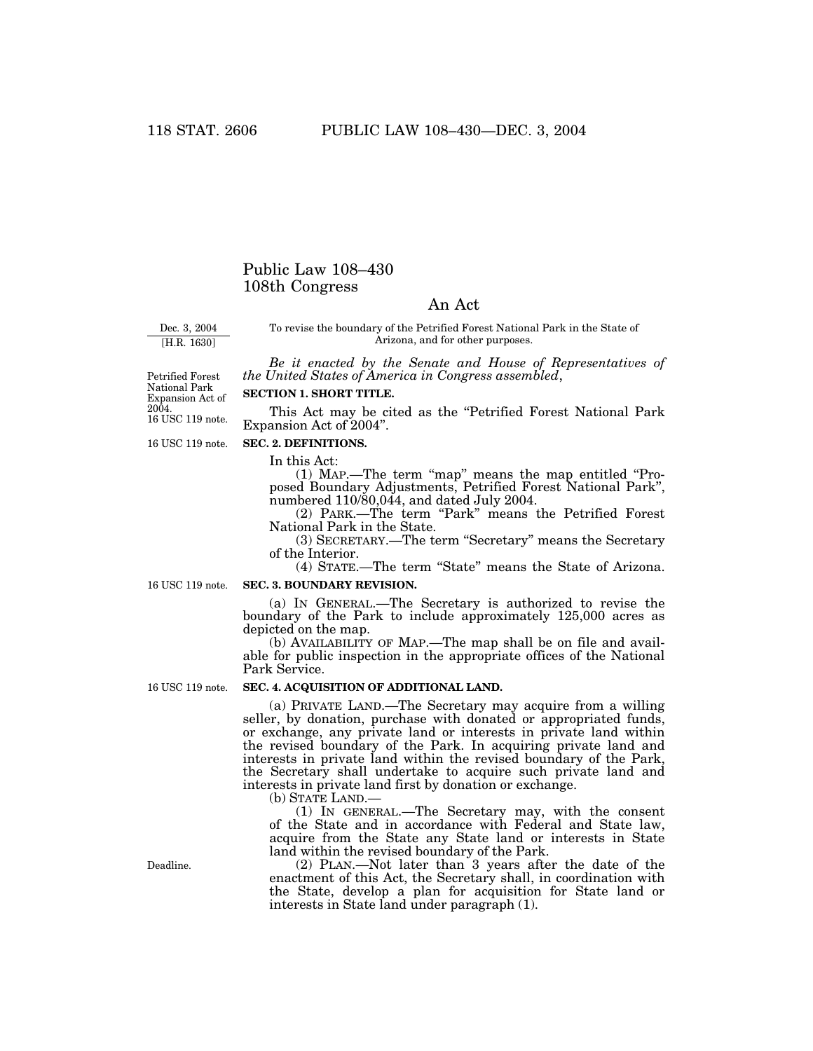# Public Law 108–430
# 108th Congress

## An Act

Dec. 3, 2004
[H.R. 1630]

To revise the boundary of the Petrified Forest National Park in the State of Arizona, and for other purposes.

*Be it enacted by the Senate and House of Representatives of the United States of America in Congress assembled*,

Petrified Forest National Park Expansion Act of 2004.
16 USC 119 note.

**SECTION 1. SHORT TITLE.**

This Act may be cited as the "Petrified Forest National Park Expansion Act of 2004".

16 USC 119 note.

**SEC. 2. DEFINITIONS.**

In this Act:

(1) MAP.—The term "map" means the map entitled "Proposed Boundary Adjustments, Petrified Forest National Park", numbered 110/80,044, and dated July 2004.

(2) PARK.—The term "Park" means the Petrified Forest National Park in the State.

(3) SECRETARY.—The term "Secretary" means the Secretary of the Interior.

(4) STATE.—The term "State" means the State of Arizona.

16 USC 119 note.

**SEC. 3. BOUNDARY REVISION.**

(a) IN GENERAL.—The Secretary is authorized to revise the boundary of the Park to include approximately 125,000 acres as depicted on the map.

(b) AVAILABILITY OF MAP.—The map shall be on file and available for public inspection in the appropriate offices of the National Park Service.

16 USC 119 note.

**SEC. 4. ACQUISITION OF ADDITIONAL LAND.**

(a) PRIVATE LAND.—The Secretary may acquire from a willing seller, by donation, purchase with donated or appropriated funds, or exchange, any private land or interests in private land within the revised boundary of the Park. In acquiring private land and interests in private land within the revised boundary of the Park, the Secretary shall undertake to acquire such private land and interests in private land first by donation or exchange.

(b) STATE LAND.—

(1) IN GENERAL.—The Secretary may, with the consent of the State and in accordance with Federal and State law, acquire from the State any State land or interests in State land within the revised boundary of the Park.

Deadline.

(2) PLAN.—Not later than 3 years after the date of the enactment of this Act, the Secretary shall, in coordination with the State, develop a plan for acquisition for State land or interests in State land under paragraph (1).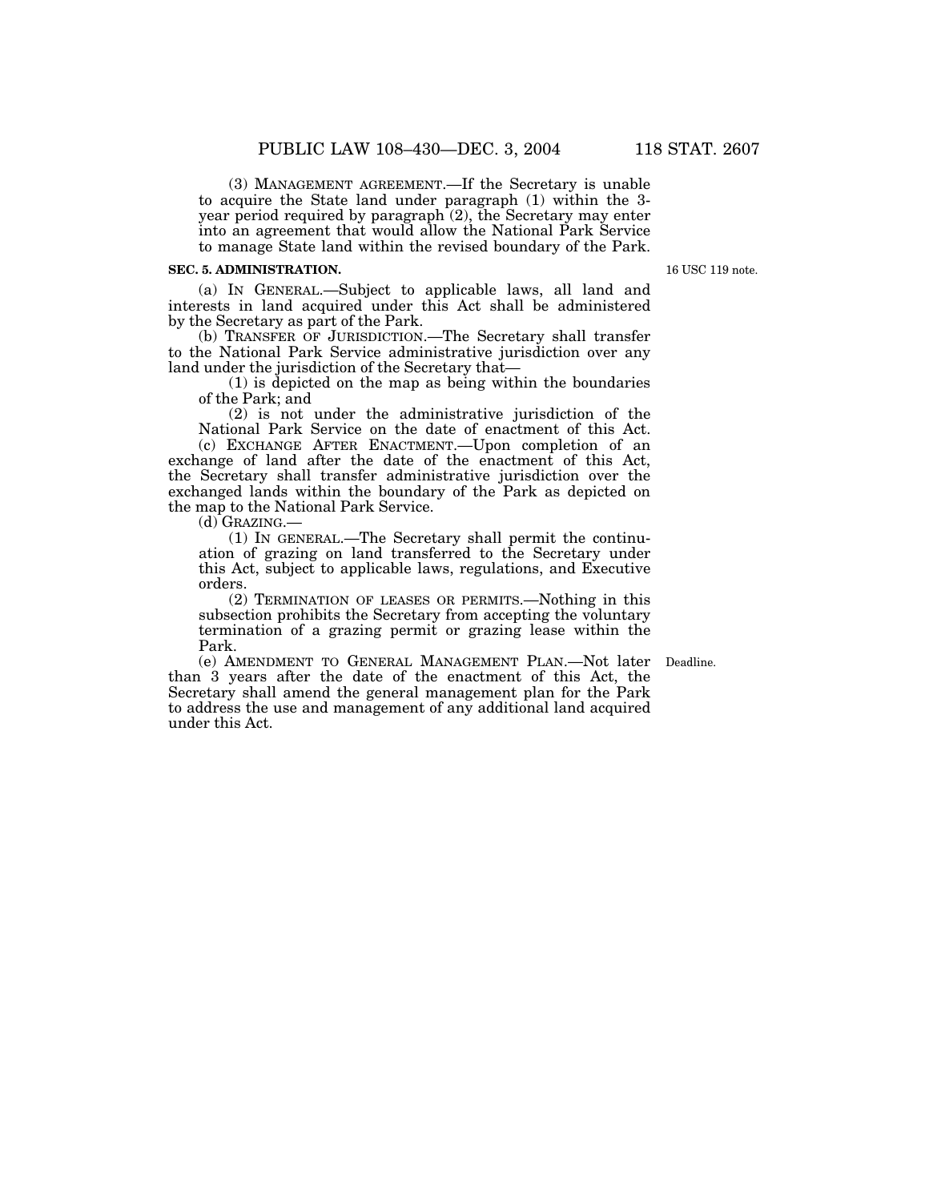(3) MANAGEMENT AGREEMENT.—If the Secretary is unable to acquire the State land under paragraph (1) within the 3-year period required by paragraph (2), the Secretary may enter into an agreement that would allow the National Park Service to manage State land within the revised boundary of the Park.

**SEC. 5. ADMINISTRATION.**

16 USC 119 note.

(a) IN GENERAL.—Subject to applicable laws, all land and interests in land acquired under this Act shall be administered by the Secretary as part of the Park.

(b) TRANSFER OF JURISDICTION.—The Secretary shall transfer to the National Park Service administrative jurisdiction over any land under the jurisdiction of the Secretary that—

(1) is depicted on the map as being within the boundaries of the Park; and

(2) is not under the administrative jurisdiction of the National Park Service on the date of enactment of this Act.

(c) EXCHANGE AFTER ENACTMENT.—Upon completion of an exchange of land after the date of the enactment of this Act, the Secretary shall transfer administrative jurisdiction over the exchanged lands within the boundary of the Park as depicted on the map to the National Park Service.

(d) GRAZING.—

(1) IN GENERAL.—The Secretary shall permit the continuation of grazing on land transferred to the Secretary under this Act, subject to applicable laws, regulations, and Executive orders.

(2) TERMINATION OF LEASES OR PERMITS.—Nothing in this subsection prohibits the Secretary from accepting the voluntary termination of a grazing permit or grazing lease within the Park.

Deadline.

(e) AMENDMENT TO GENERAL MANAGEMENT PLAN.—Not later than 3 years after the date of the enactment of this Act, the Secretary shall amend the general management plan for the Park to address the use and management of any additional land acquired under this Act.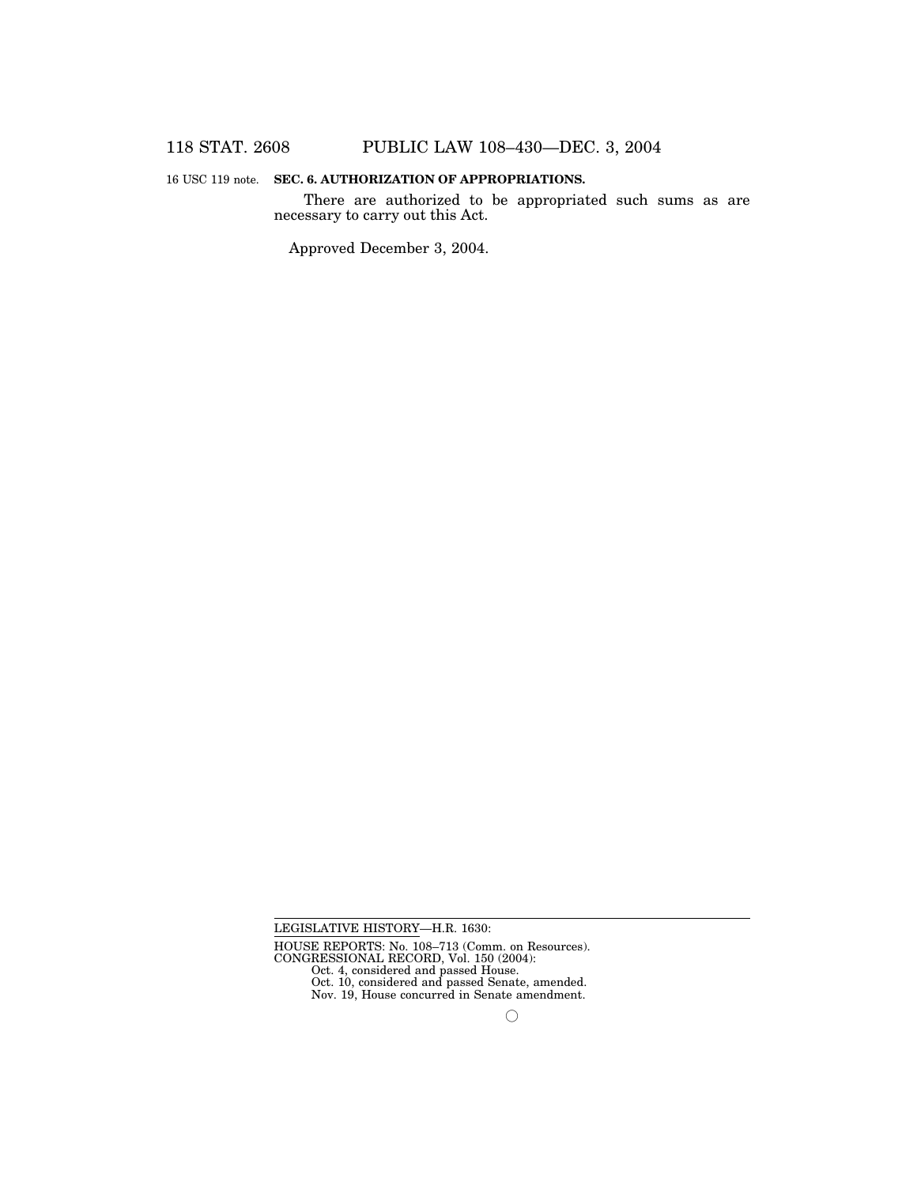16 USC 119 note.

**SEC. 6. AUTHORIZATION OF APPROPRIATIONS.**

There are authorized to be appropriated such sums as are necessary to carry out this Act.

Approved December 3, 2004.

---

LEGISLATIVE HISTORY—H.R. 1630:

HOUSE REPORTS: No. 108–713 (Comm. on Resources).
CONGRESSIONAL RECORD, Vol. 150 (2004):
- Oct. 4, considered and passed House.
- Oct. 10, considered and passed Senate, amended.
- Nov. 19, House concurred in Senate amendment.